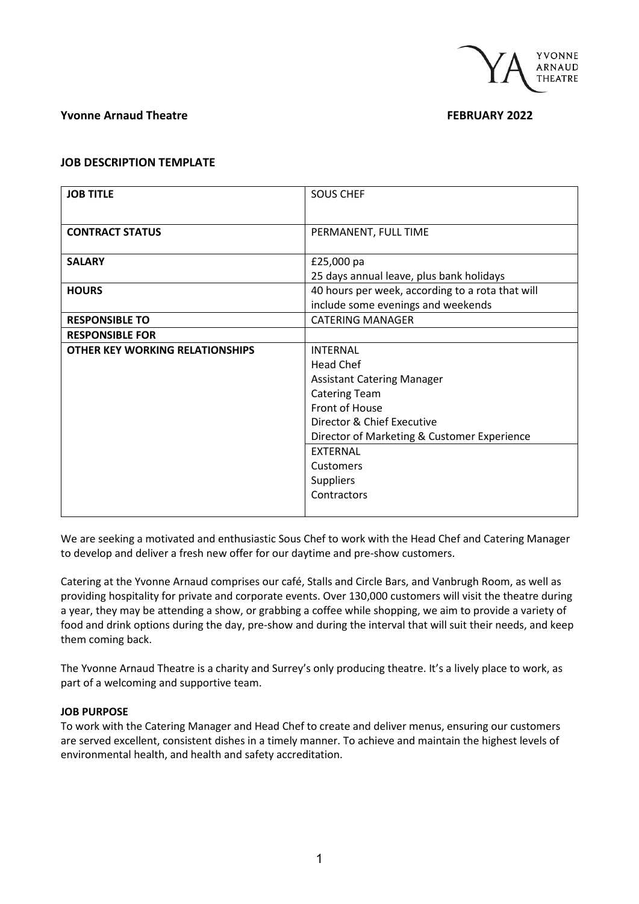**Yvonne Arnaud Theatre** **FEBRUARY 2022**

**JOB DESCRIPTION TEMPLATE**

| | |
|---|---|
| **JOB TITLE** | SOUS CHEF |
| **CONTRACT STATUS** | PERMANENT, FULL TIME |
| **SALARY** | £25,000 pa<br>25 days annual leave, plus bank holidays |
| **HOURS** | 40 hours per week, according to a rota that will include some evenings and weekends |
| **RESPONSIBLE TO** | CATERING MANAGER |
| **RESPONSIBLE FOR** | |
| **OTHER KEY WORKING RELATIONSHIPS** | INTERNAL<br>Head Chef<br>Assistant Catering Manager<br>Catering Team<br>Front of House<br>Director & Chief Executive<br>Director of Marketing & Customer Experience<br>EXTERNAL<br>Customers<br>Suppliers<br>Contractors |

We are seeking a motivated and enthusiastic Sous Chef to work with the Head Chef and Catering Manager to develop and deliver a fresh new offer for our daytime and pre-show customers.

Catering at the Yvonne Arnaud comprises our café, Stalls and Circle Bars, and Vanbrugh Room, as well as providing hospitality for private and corporate events. Over 130,000 customers will visit the theatre during a year, they may be attending a show, or grabbing a coffee while shopping, we aim to provide a variety of food and drink options during the day, pre-show and during the interval that will suit their needs, and keep them coming back.

The Yvonne Arnaud Theatre is a charity and Surrey's only producing theatre. It's a lively place to work, as part of a welcoming and supportive team.

**JOB PURPOSE**

To work with the Catering Manager and Head Chef to create and deliver menus, ensuring our customers are served excellent, consistent dishes in a timely manner. To achieve and maintain the highest levels of environmental health, and health and safety accreditation.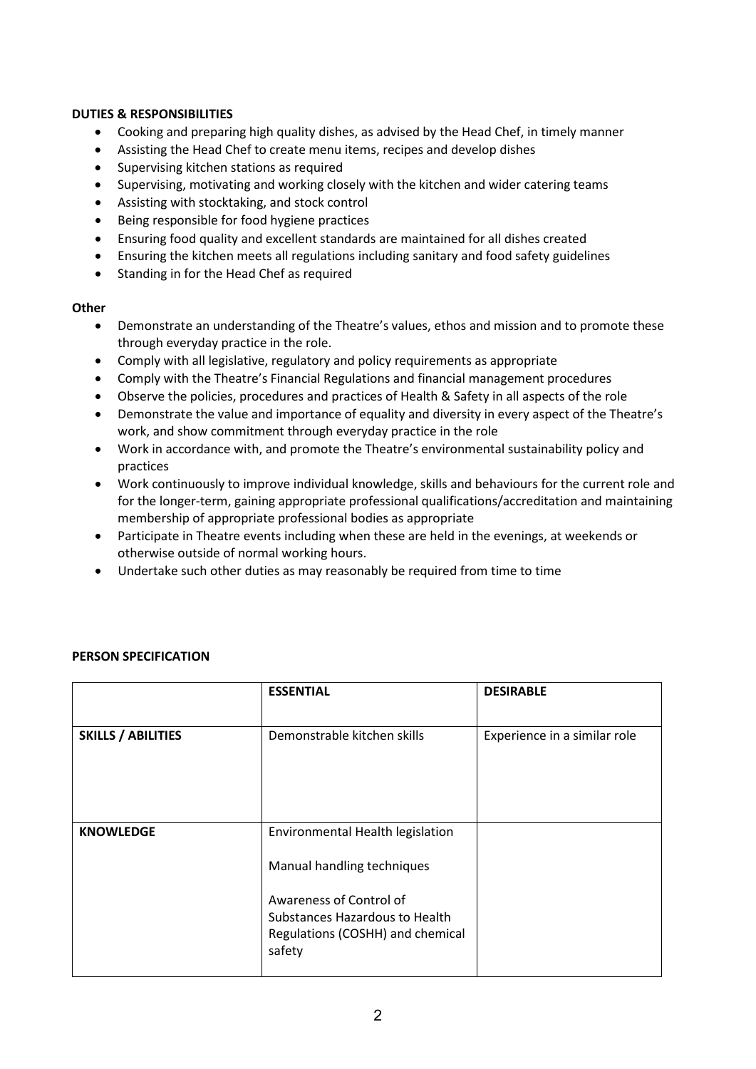**DUTIES & RESPONSIBILITIES**

- Cooking and preparing high quality dishes, as advised by the Head Chef, in timely manner
- Assisting the Head Chef to create menu items, recipes and develop dishes
- Supervising kitchen stations as required
- Supervising, motivating and working closely with the kitchen and wider catering teams
- Assisting with stocktaking, and stock control
- Being responsible for food hygiene practices
- Ensuring food quality and excellent standards are maintained for all dishes created
- Ensuring the kitchen meets all regulations including sanitary and food safety guidelines
- Standing in for the Head Chef as required

**Other**

- Demonstrate an understanding of the Theatre's values, ethos and mission and to promote these through everyday practice in the role.
- Comply with all legislative, regulatory and policy requirements as appropriate
- Comply with the Theatre's Financial Regulations and financial management procedures
- Observe the policies, procedures and practices of Health & Safety in all aspects of the role
- Demonstrate the value and importance of equality and diversity in every aspect of the Theatre's work, and show commitment through everyday practice in the role
- Work in accordance with, and promote the Theatre's environmental sustainability policy and practices
- Work continuously to improve individual knowledge, skills and behaviours for the current role and for the longer-term, gaining appropriate professional qualifications/accreditation and maintaining membership of appropriate professional bodies as appropriate
- Participate in Theatre events including when these are held in the evenings, at weekends or otherwise outside of normal working hours.
- Undertake such other duties as may reasonably be required from time to time

**PERSON SPECIFICATION**

| | **ESSENTIAL** | **DESIRABLE** |
|---|---|---|
| **SKILLS / ABILITIES** | Demonstrable kitchen skills | Experience in a similar role |
| **KNOWLEDGE** | Environmental Health legislation<br><br>Manual handling techniques<br><br>Awareness of Control of Substances Hazardous to Health Regulations (COSHH) and chemical safety | |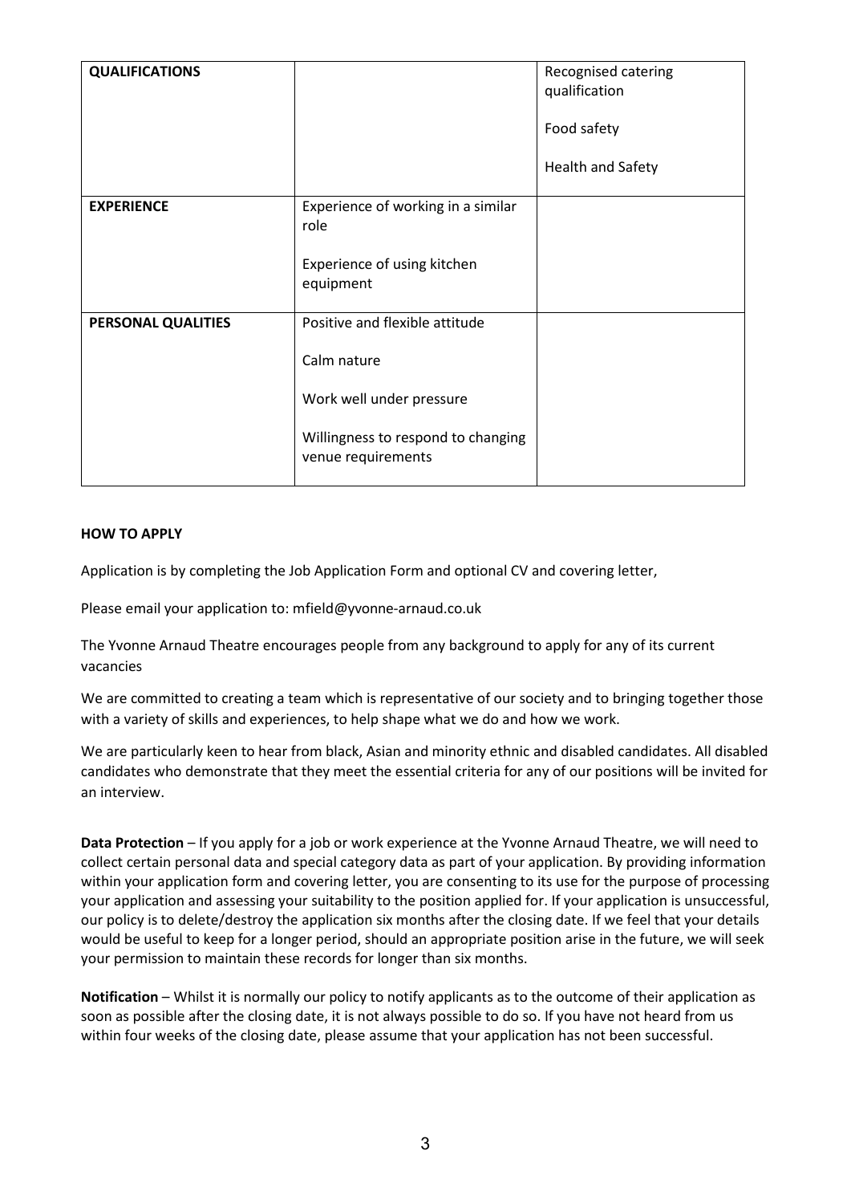| | | |
|---|---|---|
| **QUALIFICATIONS** | | Recognised catering qualification<br><br>Food safety<br><br>Health and Safety |
| **EXPERIENCE** | Experience of working in a similar role<br><br>Experience of using kitchen equipment | |
| **PERSONAL QUALITIES** | Positive and flexible attitude<br><br>Calm nature<br><br>Work well under pressure<br><br>Willingness to respond to changing venue requirements | |

**HOW TO APPLY**

Application is by completing the Job Application Form and optional CV and covering letter,

Please email your application to: mfield@yvonne-arnaud.co.uk

The Yvonne Arnaud Theatre encourages people from any background to apply for any of its current vacancies

We are committed to creating a team which is representative of our society and to bringing together those with a variety of skills and experiences, to help shape what we do and how we work.

We are particularly keen to hear from black, Asian and minority ethnic and disabled candidates. All disabled candidates who demonstrate that they meet the essential criteria for any of our positions will be invited for an interview.

**Data Protection** – If you apply for a job or work experience at the Yvonne Arnaud Theatre, we will need to collect certain personal data and special category data as part of your application. By providing information within your application form and covering letter, you are consenting to its use for the purpose of processing your application and assessing your suitability to the position applied for. If your application is unsuccessful, our policy is to delete/destroy the application six months after the closing date. If we feel that your details would be useful to keep for a longer period, should an appropriate position arise in the future, we will seek your permission to maintain these records for longer than six months.

**Notification** – Whilst it is normally our policy to notify applicants as to the outcome of their application as soon as possible after the closing date, it is not always possible to do so. If you have not heard from us within four weeks of the closing date, please assume that your application has not been successful.